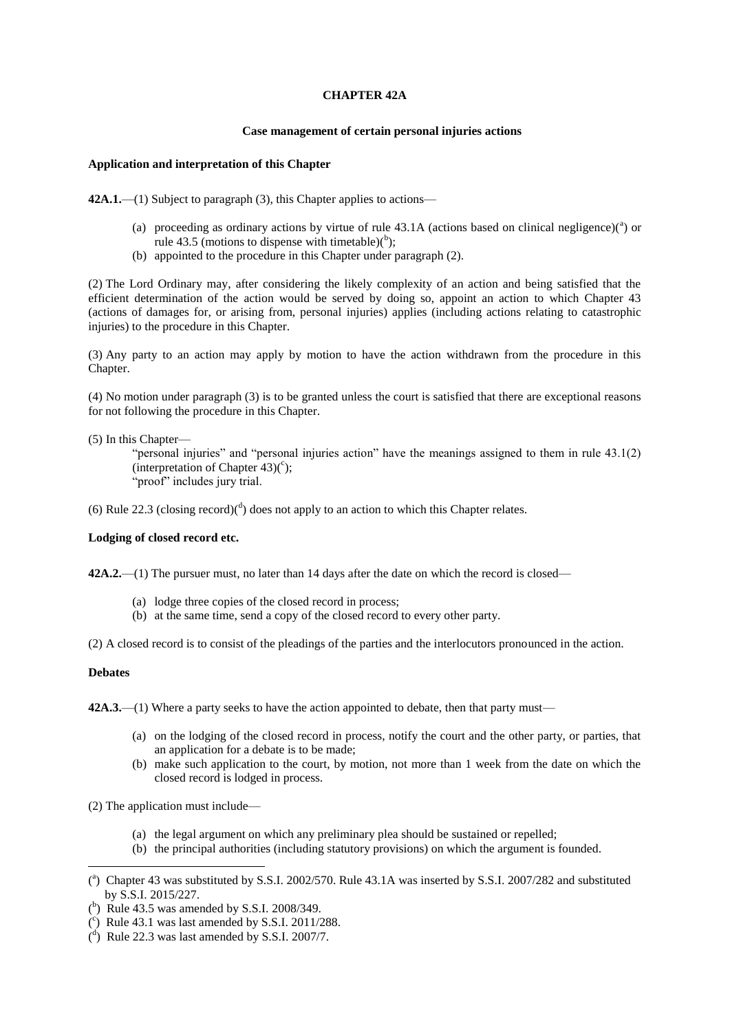# CHAPTER 42A

## Case management of certain personal injuries actions

### Application and interpretation of this Chapter

**42A.1.**—(1) Subject to paragraph (3), this Chapter applies to actions—

- (a) proceeding as ordinary actions by virtue of rule 43.1A (actions based on clinical negligence)([a]) or rule 43.5 (motions to dispense with timetable)([b]);
- (b) appointed to the procedure in this Chapter under paragraph (2).

(2) The Lord Ordinary may, after considering the likely complexity of an action and being satisfied that the efficient determination of the action would be served by doing so, appoint an action to which Chapter 43 (actions of damages for, or arising from, personal injuries) applies (including actions relating to catastrophic injuries) to the procedure in this Chapter.

(3) Any party to an action may apply by motion to have the action withdrawn from the procedure in this Chapter.

(4) No motion under paragraph (3) is to be granted unless the court is satisfied that there are exceptional reasons for not following the procedure in this Chapter.

(5) In this Chapter—

"personal injuries" and "personal injuries action" have the meanings assigned to them in rule 43.1(2) (interpretation of Chapter 43)([c]);

"proof" includes jury trial.

(6) Rule 22.3 (closing record)([d]) does not apply to an action to which this Chapter relates.

### Lodging of closed record etc.

**42A.2.**—(1) The pursuer must, no later than 14 days after the date on which the record is closed—

- (a) lodge three copies of the closed record in process;
- (b) at the same time, send a copy of the closed record to every other party.

(2) A closed record is to consist of the pleadings of the parties and the interlocutors pronounced in the action.

### Debates

**42A.3.**—(1) Where a party seeks to have the action appointed to debate, then that party must—

- (a) on the lodging of the closed record in process, notify the court and the other party, or parties, that an application for a debate is to be made;
- (b) make such application to the court, by motion, not more than 1 week from the date on which the closed record is lodged in process.

(2) The application must include—

- (a) the legal argument on which any preliminary plea should be sustained or repelled;
- (b) the principal authorities (including statutory provisions) on which the argument is founded.

---

([a]) Chapter 43 was substituted by S.S.I. 2002/570. Rule 43.1A was inserted by S.S.I. 2007/282 and substituted by S.S.I. 2015/227.

([b]) Rule 43.5 was amended by S.S.I. 2008/349.

([c]) Rule 43.1 was last amended by S.S.I. 2011/288.

([d]) Rule 22.3 was last amended by S.S.I. 2007/7.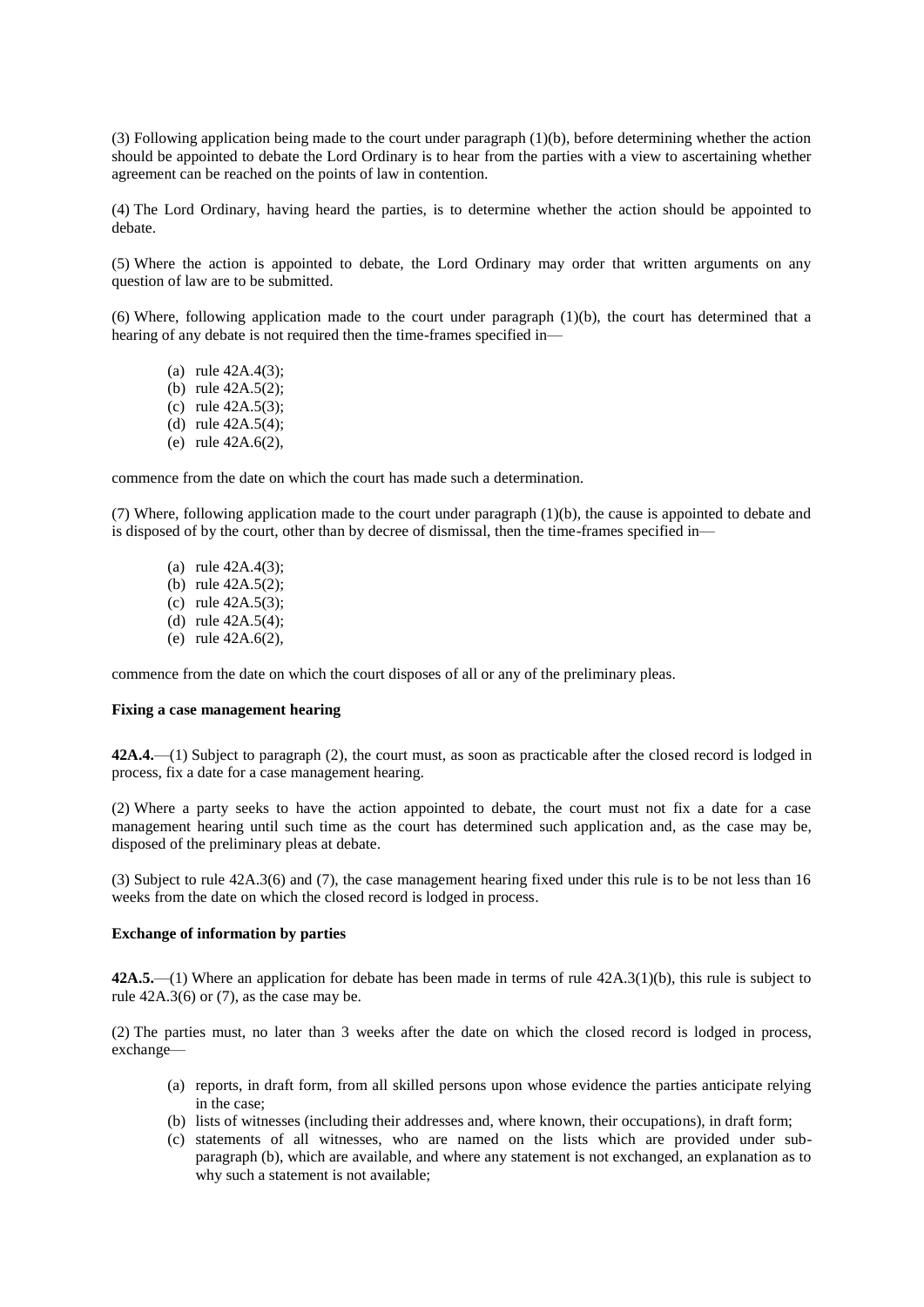(3) Following application being made to the court under paragraph (1)(b), before determining whether the action should be appointed to debate the Lord Ordinary is to hear from the parties with a view to ascertaining whether agreement can be reached on the points of law in contention.

(4) The Lord Ordinary, having heard the parties, is to determine whether the action should be appointed to debate.

(5) Where the action is appointed to debate, the Lord Ordinary may order that written arguments on any question of law are to be submitted.

(6) Where, following application made to the court under paragraph (1)(b), the court has determined that a hearing of any debate is not required then the time-frames specified in—

- (a) rule 42A.4(3);
- (b) rule 42A.5(2);
- (c) rule 42A.5(3);
- (d) rule 42A.5(4);
- (e) rule 42A.6(2),

commence from the date on which the court has made such a determination.

(7) Where, following application made to the court under paragraph (1)(b), the cause is appointed to debate and is disposed of by the court, other than by decree of dismissal, then the time-frames specified in—

- (a) rule 42A.4(3);
- (b) rule 42A.5(2);
- (c) rule 42A.5(3);
- (d) rule 42A.5(4);
- (e) rule 42A.6(2),

commence from the date on which the court disposes of all or any of the preliminary pleas.

**Fixing a case management hearing**

**42A.4.**—(1) Subject to paragraph (2), the court must, as soon as practicable after the closed record is lodged in process, fix a date for a case management hearing.

(2) Where a party seeks to have the action appointed to debate, the court must not fix a date for a case management hearing until such time as the court has determined such application and, as the case may be, disposed of the preliminary pleas at debate.

(3) Subject to rule 42A.3(6) and (7), the case management hearing fixed under this rule is to be not less than 16 weeks from the date on which the closed record is lodged in process.

**Exchange of information by parties**

**42A.5.**—(1) Where an application for debate has been made in terms of rule 42A.3(1)(b), this rule is subject to rule 42A.3(6) or (7), as the case may be.

(2) The parties must, no later than 3 weeks after the date on which the closed record is lodged in process, exchange—

- (a) reports, in draft form, from all skilled persons upon whose evidence the parties anticipate relying in the case;
- (b) lists of witnesses (including their addresses and, where known, their occupations), in draft form;
- (c) statements of all witnesses, who are named on the lists which are provided under sub-paragraph (b), which are available, and where any statement is not exchanged, an explanation as to why such a statement is not available;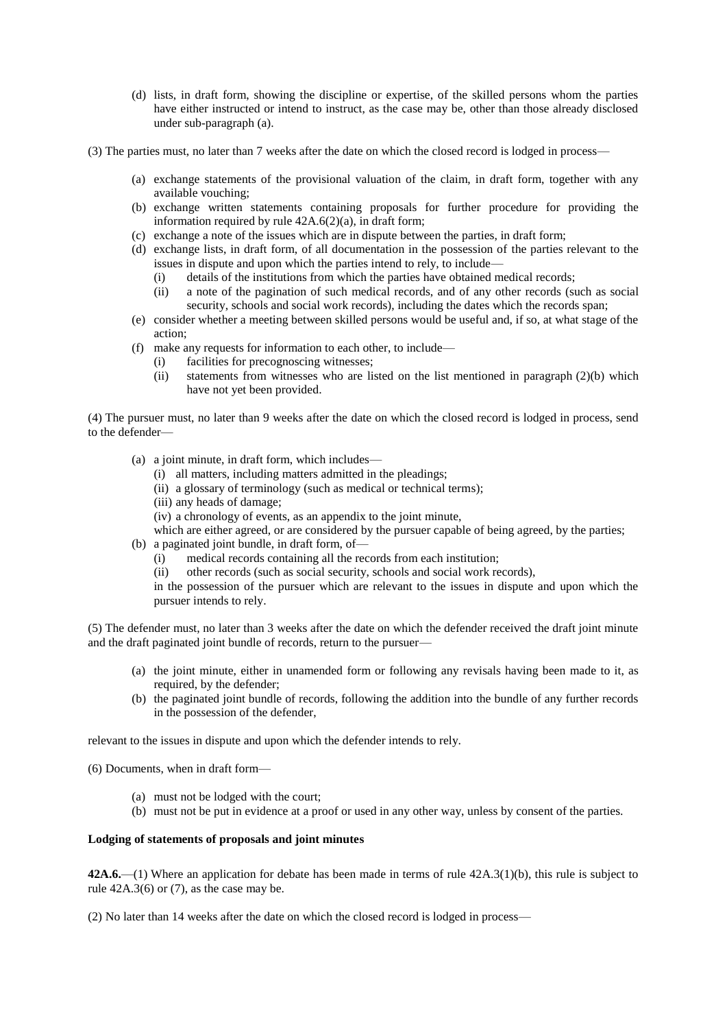(d) lists, in draft form, showing the discipline or expertise, of the skilled persons whom the parties have either instructed or intend to instruct, as the case may be, other than those already disclosed under sub-paragraph (a).

(3) The parties must, no later than 7 weeks after the date on which the closed record is lodged in process—

(a) exchange statements of the provisional valuation of the claim, in draft form, together with any available vouching;
(b) exchange written statements containing proposals for further procedure for providing the information required by rule 42A.6(2)(a), in draft form;
(c) exchange a note of the issues which are in dispute between the parties, in draft form;
(d) exchange lists, in draft form, of all documentation in the possession of the parties relevant to the issues in dispute and upon which the parties intend to rely, to include—
    (i) details of the institutions from which the parties have obtained medical records;
    (ii) a note of the pagination of such medical records, and of any other records (such as social security, schools and social work records), including the dates which the records span;
(e) consider whether a meeting between skilled persons would be useful and, if so, at what stage of the action;
(f) make any requests for information to each other, to include—
    (i) facilities for precognoscing witnesses;
    (ii) statements from witnesses who are listed on the list mentioned in paragraph (2)(b) which have not yet been provided.

(4) The pursuer must, no later than 9 weeks after the date on which the closed record is lodged in process, send to the defender—

(a) a joint minute, in draft form, which includes—
    (i) all matters, including matters admitted in the pleadings;
    (ii) a glossary of terminology (such as medical or technical terms);
    (iii) any heads of damage;
    (iv) a chronology of events, as an appendix to the joint minute,

    which are either agreed, or are considered by the pursuer capable of being agreed, by the parties;
(b) a paginated joint bundle, in draft form, of—
    (i) medical records containing all the records from each institution;
    (ii) other records (such as social security, schools and social work records),

    in the possession of the pursuer which are relevant to the issues in dispute and upon which the pursuer intends to rely.

(5) The defender must, no later than 3 weeks after the date on which the defender received the draft joint minute and the draft paginated joint bundle of records, return to the pursuer—

(a) the joint minute, either in unamended form or following any revisals having been made to it, as required, by the defender;
(b) the paginated joint bundle of records, following the addition into the bundle of any further records in the possession of the defender,

relevant to the issues in dispute and upon which the defender intends to rely.

(6) Documents, when in draft form—

(a) must not be lodged with the court;
(b) must not be put in evidence at a proof or used in any other way, unless by consent of the parties.

**Lodging of statements of proposals and joint minutes**

**42A.6.**—(1) Where an application for debate has been made in terms of rule 42A.3(1)(b), this rule is subject to rule 42A.3(6) or (7), as the case may be.

(2) No later than 14 weeks after the date on which the closed record is lodged in process—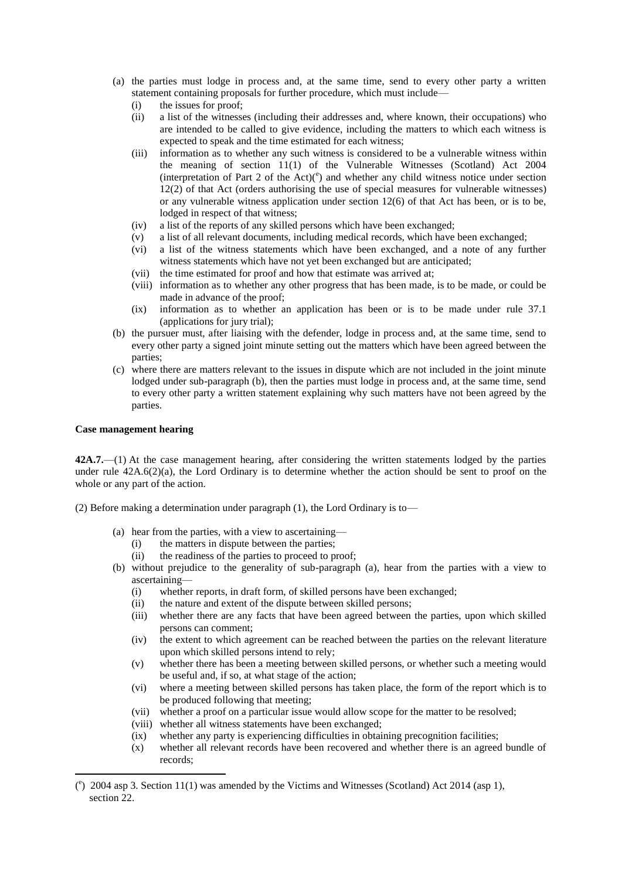(a) the parties must lodge in process and, at the same time, send to every other party a written statement containing proposals for further procedure, which must include—

   (i) the issues for proof;

   (ii) a list of the witnesses (including their addresses and, where known, their occupations) who are intended to be called to give evidence, including the matters to which each witness is expected to speak and the time estimated for each witness;

   (iii) information as to whether any such witness is considered to be a vulnerable witness within the meaning of section 11(1) of the Vulnerable Witnesses (Scotland) Act 2004 (interpretation of Part 2 of the Act)([e]) and whether any child witness notice under section 12(2) of that Act (orders authorising the use of special measures for vulnerable witnesses) or any vulnerable witness application under section 12(6) of that Act has been, or is to be, lodged in respect of that witness;

   (iv) a list of the reports of any skilled persons which have been exchanged;

   (v) a list of all relevant documents, including medical records, which have been exchanged;

   (vi) a list of the witness statements which have been exchanged, and a note of any further witness statements which have not yet been exchanged but are anticipated;

   (vii) the time estimated for proof and how that estimate was arrived at;

   (viii) information as to whether any other progress that has been made, is to be made, or could be made in advance of the proof;

   (ix) information as to whether an application has been or is to be made under rule 37.1 (applications for jury trial);

(b) the pursuer must, after liaising with the defender, lodge in process and, at the same time, send to every other party a signed joint minute setting out the matters which have been agreed between the parties;

(c) where there are matters relevant to the issues in dispute which are not included in the joint minute lodged under sub-paragraph (b), then the parties must lodge in process and, at the same time, send to every other party a written statement explaining why such matters have not been agreed by the parties.

**Case management hearing**

**42A.7.**—(1) At the case management hearing, after considering the written statements lodged by the parties under rule 42A.6(2)(a), the Lord Ordinary is to determine whether the action should be sent to proof on the whole or any part of the action.

(2) Before making a determination under paragraph (1), the Lord Ordinary is to—

(a) hear from the parties, with a view to ascertaining—

   (i) the matters in dispute between the parties;

   (ii) the readiness of the parties to proceed to proof;

(b) without prejudice to the generality of sub-paragraph (a), hear from the parties with a view to ascertaining—

   (i) whether reports, in draft form, of skilled persons have been exchanged;

   (ii) the nature and extent of the dispute between skilled persons;

   (iii) whether there are any facts that have been agreed between the parties, upon which skilled persons can comment;

   (iv) the extent to which agreement can be reached between the parties on the relevant literature upon which skilled persons intend to rely;

   (v) whether there has been a meeting between skilled persons, or whether such a meeting would be useful and, if so, at what stage of the action;

   (vi) where a meeting between skilled persons has taken place, the form of the report which is to be produced following that meeting;

   (vii) whether a proof on a particular issue would allow scope for the matter to be resolved;

   (viii) whether all witness statements have been exchanged;

   (ix) whether any party is experiencing difficulties in obtaining precognition facilities;

   (x) whether all relevant records have been recovered and whether there is an agreed bundle of records;

---

([e]) 2004 asp 3. Section 11(1) was amended by the Victims and Witnesses (Scotland) Act 2014 (asp 1), section 22.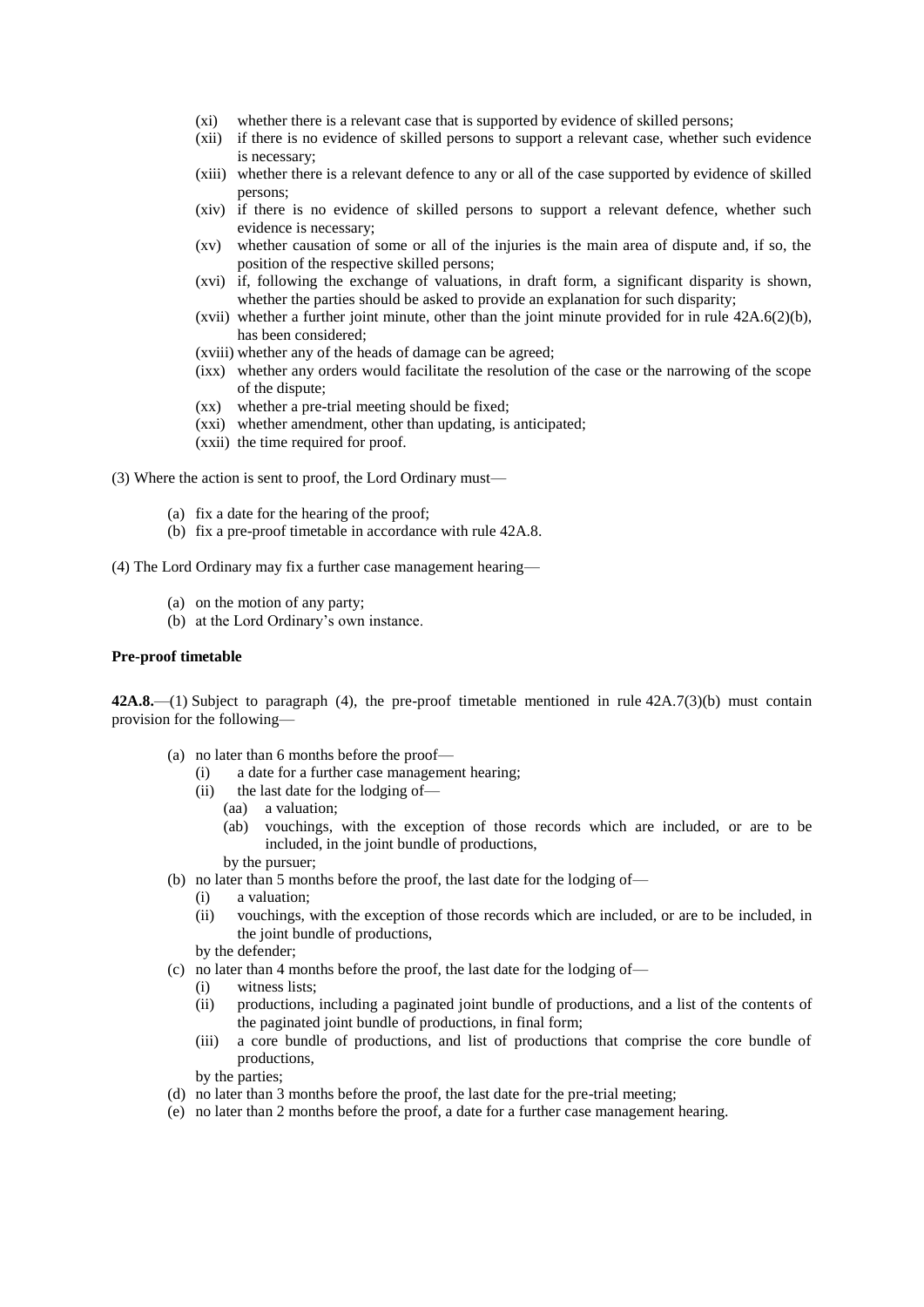- (xi) whether there is a relevant case that is supported by evidence of skilled persons;
- (xii) if there is no evidence of skilled persons to support a relevant case, whether such evidence is necessary;
- (xiii) whether there is a relevant defence to any or all of the case supported by evidence of skilled persons;
- (xiv) if there is no evidence of skilled persons to support a relevant defence, whether such evidence is necessary;
- (xv) whether causation of some or all of the injuries is the main area of dispute and, if so, the position of the respective skilled persons;
- (xvi) if, following the exchange of valuations, in draft form, a significant disparity is shown, whether the parties should be asked to provide an explanation for such disparity;
- (xvii) whether a further joint minute, other than the joint minute provided for in rule 42A.6(2)(b), has been considered;
- (xviii) whether any of the heads of damage can be agreed;
- (ixx) whether any orders would facilitate the resolution of the case or the narrowing of the scope of the dispute;
- (xx) whether a pre-trial meeting should be fixed;
- (xxi) whether amendment, other than updating, is anticipated;
- (xxii) the time required for proof.

(3) Where the action is sent to proof, the Lord Ordinary must—

- (a) fix a date for the hearing of the proof;
- (b) fix a pre-proof timetable in accordance with rule 42A.8.

(4) The Lord Ordinary may fix a further case management hearing—

- (a) on the motion of any party;
- (b) at the Lord Ordinary's own instance.

**Pre-proof timetable**

**42A.8.**—(1) Subject to paragraph (4), the pre-proof timetable mentioned in rule 42A.7(3)(b) must contain provision for the following—

- (a) no later than 6 months before the proof—
  - (i) a date for a further case management hearing;
  - (ii) the last date for the lodging of—
    - (aa) a valuation;
    - (ab) vouchings, with the exception of those records which are included, or are to be included, in the joint bundle of productions,

    by the pursuer;
- (b) no later than 5 months before the proof, the last date for the lodging of—
  - (i) a valuation;
  - (ii) vouchings, with the exception of those records which are included, or are to be included, in the joint bundle of productions,

  by the defender;
- (c) no later than 4 months before the proof, the last date for the lodging of—
  - (i) witness lists;
  - (ii) productions, including a paginated joint bundle of productions, and a list of the contents of the paginated joint bundle of productions, in final form;
  - (iii) a core bundle of productions, and list of productions that comprise the core bundle of productions,

  by the parties;
- (d) no later than 3 months before the proof, the last date for the pre-trial meeting;
- (e) no later than 2 months before the proof, a date for a further case management hearing.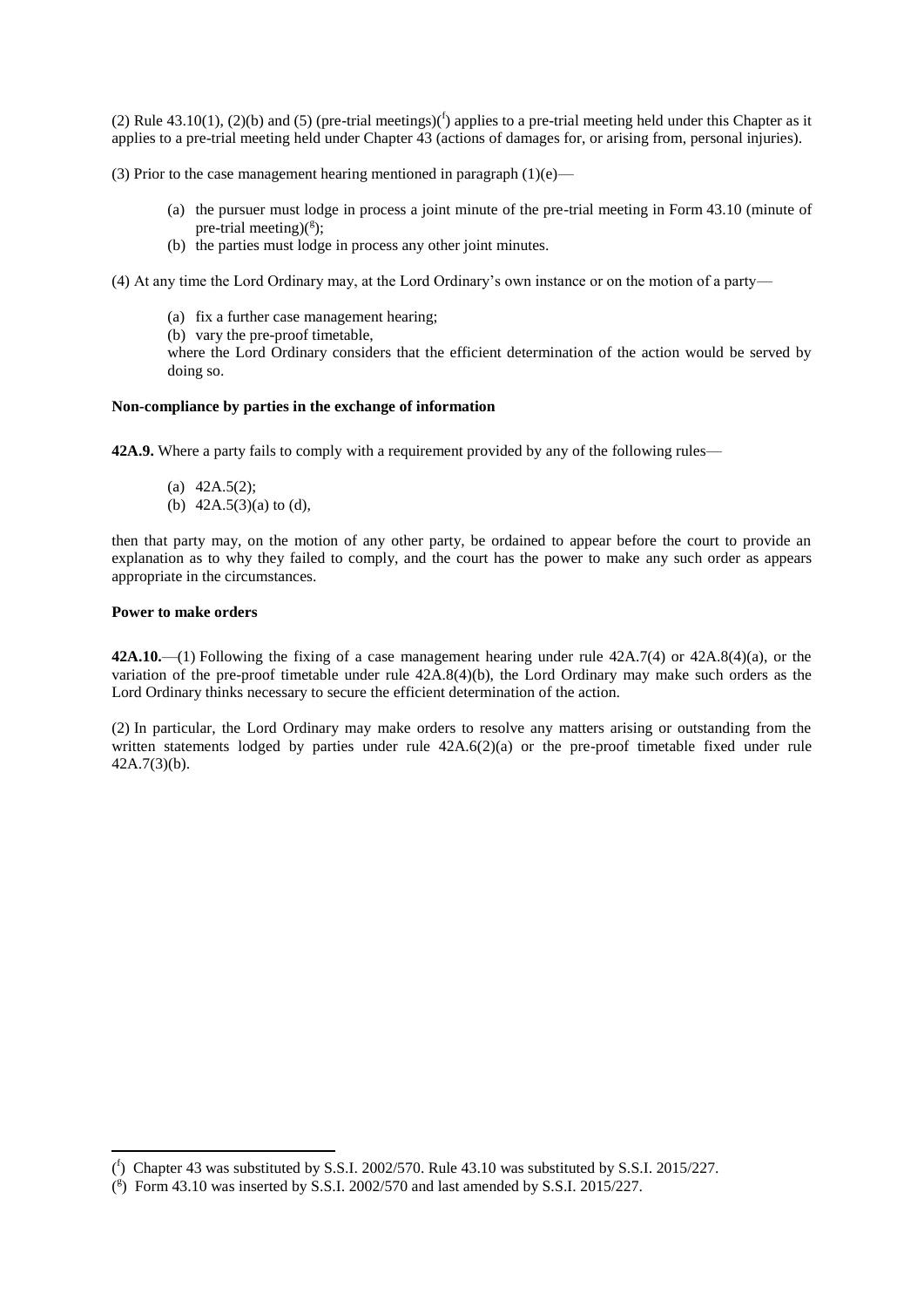(2) Rule 43.10(1), (2)(b) and (5) (pre-trial meetings)([f]) applies to a pre-trial meeting held under this Chapter as it applies to a pre-trial meeting held under Chapter 43 (actions of damages for, or arising from, personal injuries).

(3) Prior to the case management hearing mentioned in paragraph (1)(e)—

- (a) the pursuer must lodge in process a joint minute of the pre-trial meeting in Form 43.10 (minute of pre-trial meeting)([g]);
- (b) the parties must lodge in process any other joint minutes.

(4) At any time the Lord Ordinary may, at the Lord Ordinary's own instance or on the motion of a party—

- (a) fix a further case management hearing;
- (b) vary the pre-proof timetable,

where the Lord Ordinary considers that the efficient determination of the action would be served by doing so.

**Non-compliance by parties in the exchange of information**

**42A.9.** Where a party fails to comply with a requirement provided by any of the following rules—

- (a) 42A.5(2);
- (b) 42A.5(3)(a) to (d),

then that party may, on the motion of any other party, be ordained to appear before the court to provide an explanation as to why they failed to comply, and the court has the power to make any such order as appears appropriate in the circumstances.

**Power to make orders**

**42A.10.**—(1) Following the fixing of a case management hearing under rule 42A.7(4) or 42A.8(4)(a), or the variation of the pre-proof timetable under rule 42A.8(4)(b), the Lord Ordinary may make such orders as the Lord Ordinary thinks necessary to secure the efficient determination of the action.

(2) In particular, the Lord Ordinary may make orders to resolve any matters arising or outstanding from the written statements lodged by parties under rule 42A.6(2)(a) or the pre-proof timetable fixed under rule 42A.7(3)(b).

---

([f]) Chapter 43 was substituted by S.S.I. 2002/570. Rule 43.10 was substituted by S.S.I. 2015/227.

([g]) Form 43.10 was inserted by S.S.I. 2002/570 and last amended by S.S.I. 2015/227.